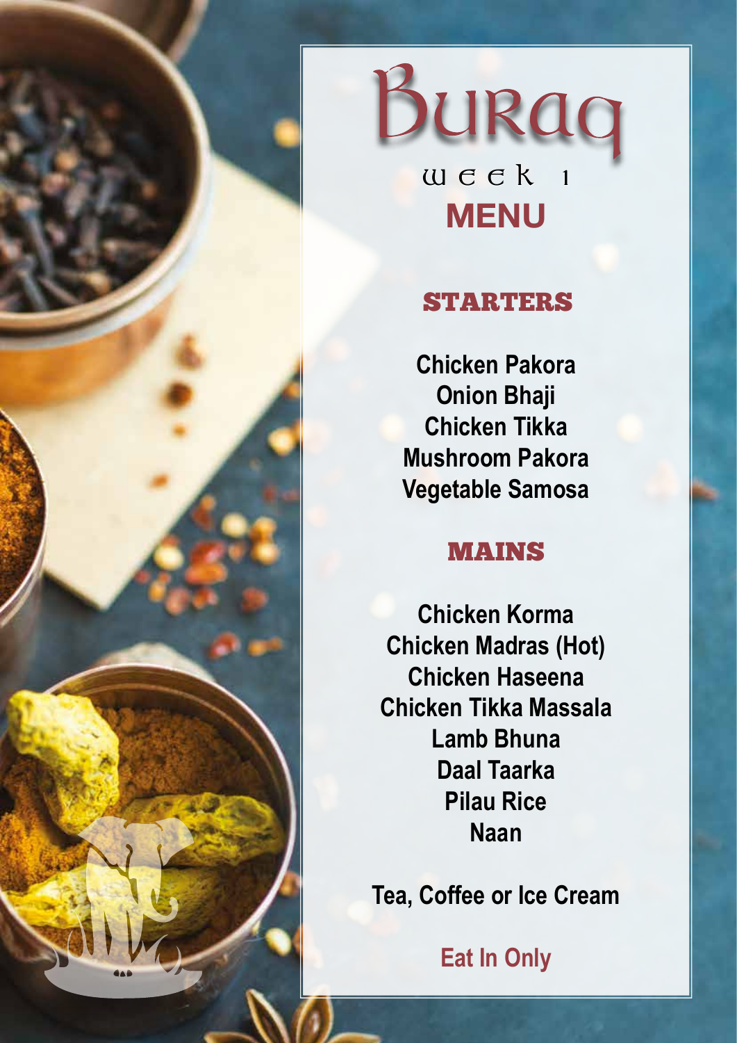# Buraq

week 1

## MENU

### STARTERS

Chicken Pakora
Onion Bhaji
Chicken Tikka
Mushroom Pakora
Vegetable Samosa

### MAINS

Chicken Korma
Chicken Madras (Hot)
Chicken Haseena
Chicken Tikka Massala
Lamb Bhuna
Daal Taarka
Pilau Rice
Naan

**Tea, Coffee or Ice Cream**

**Eat In Only**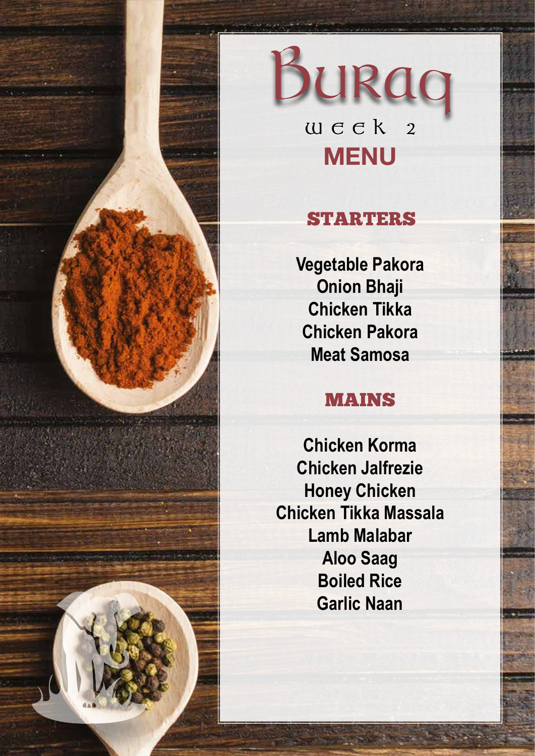# Buraq

## Week 2

## MENU

### STARTERS

Vegetable Pakora
Onion Bhaji
Chicken Tikka
Chicken Pakora
Meat Samosa

### MAINS

Chicken Korma
Chicken Jalfrezie
Honey Chicken
Chicken Tikka Massala
Lamb Malabar
Aloo Saag
Boiled Rice
Garlic Naan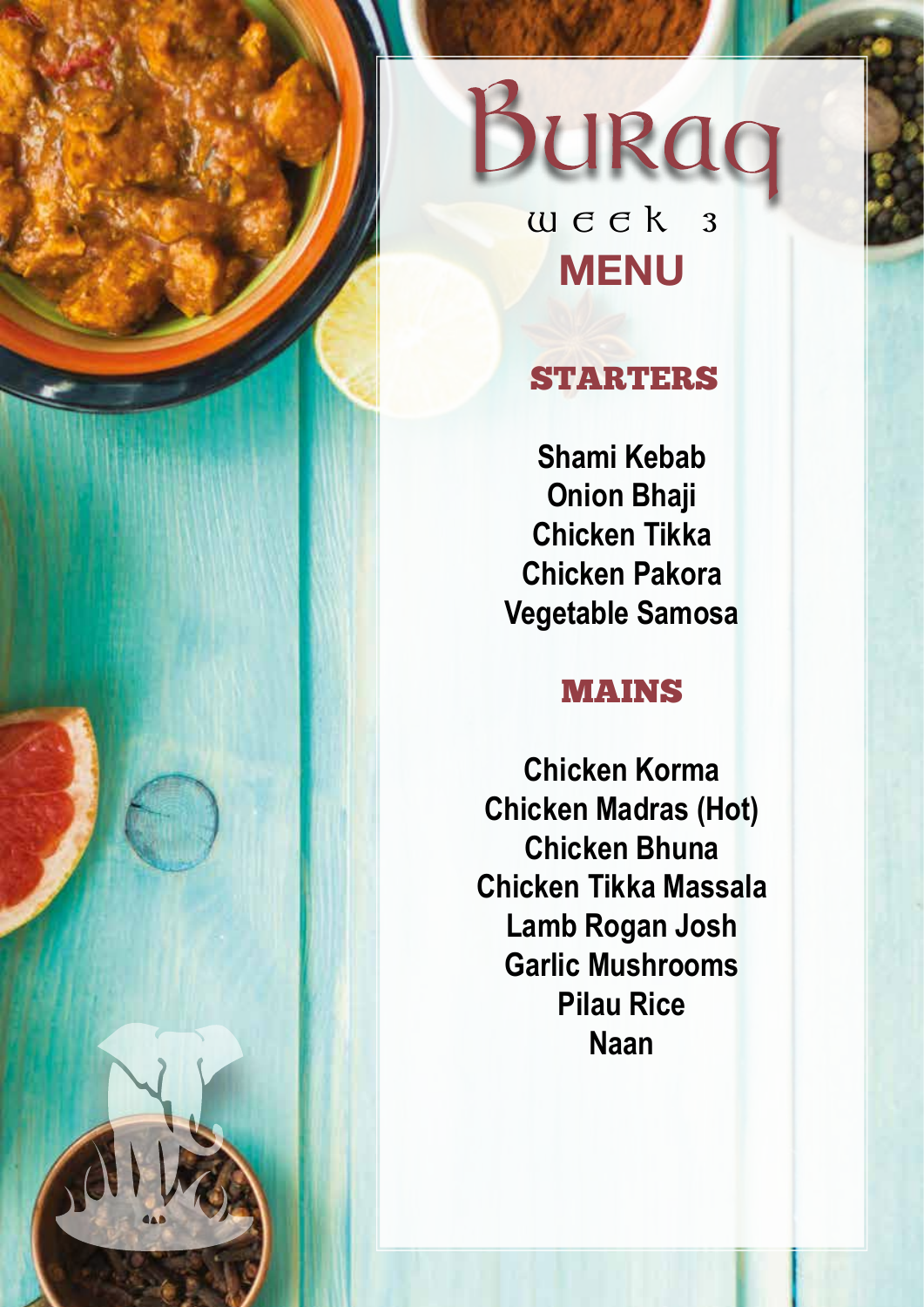# Buraq

## week 3

## MENU

### STARTERS

Shami Kebab
Onion Bhaji
Chicken Tikka
Chicken Pakora
Vegetable Samosa

### MAINS

Chicken Korma
Chicken Madras (Hot)
Chicken Bhuna
Chicken Tikka Massala
Lamb Rogan Josh
Garlic Mushrooms
Pilau Rice
Naan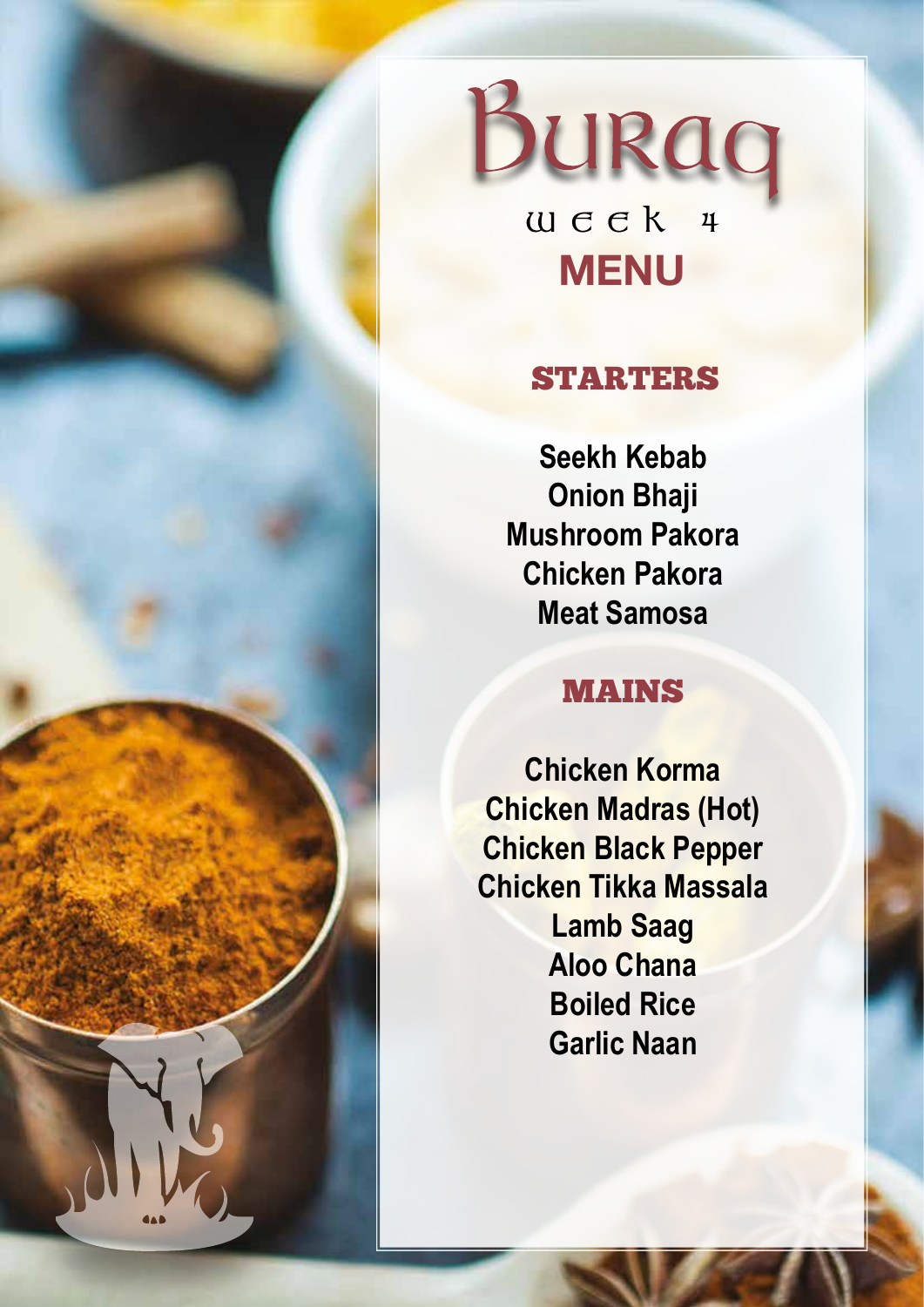# Buraq

## Week 4

## MENU

### STARTERS

**Seekh Kebab**
**Onion Bhaji**
**Mushroom Pakora**
**Chicken Pakora**
**Meat Samosa**

### MAINS

**Chicken Korma**
**Chicken Madras (Hot)**
**Chicken Black Pepper**
**Chicken Tikka Massala**
**Lamb Saag**
**Aloo Chana**
**Boiled Rice**
**Garlic Naan**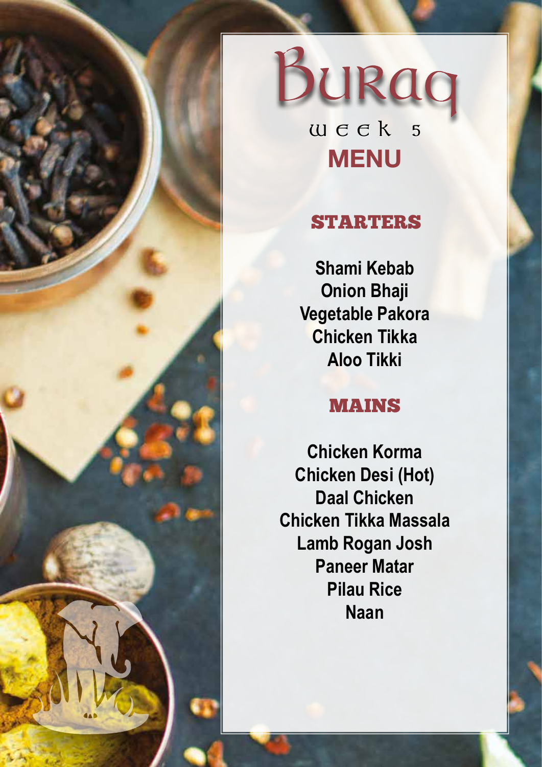# Buraq

## Week 5

## MENU

### STARTERS

Shami Kebab
Onion Bhaji
Vegetable Pakora
Chicken Tikka
Aloo Tikki

### MAINS

Chicken Korma
Chicken Desi (Hot)
Daal Chicken
Chicken Tikka Massala
Lamb Rogan Josh
Paneer Matar
Pilau Rice
Naan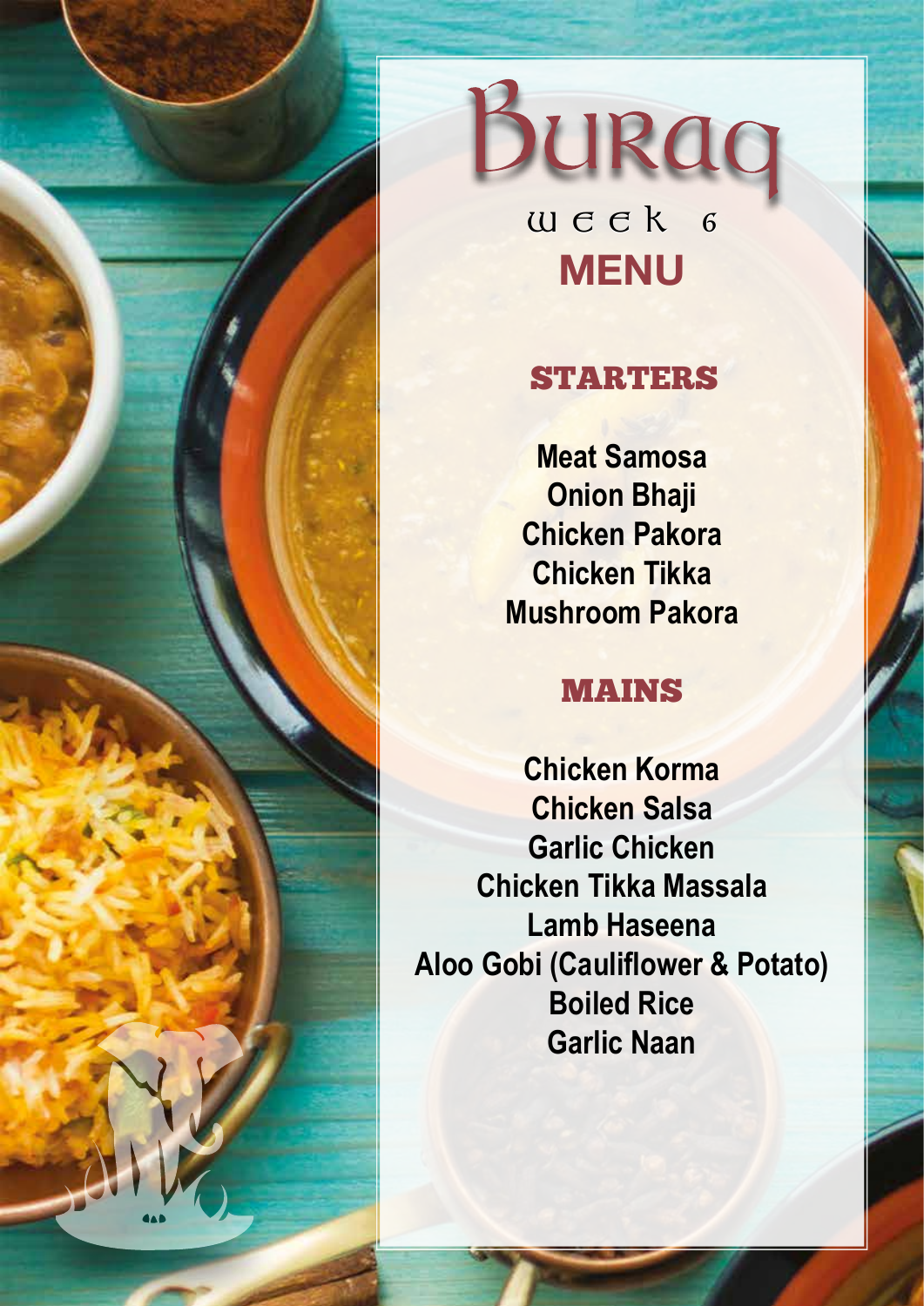# Buraq

## Week 6

## MENU

### STARTERS

Meat Samosa
Onion Bhaji
Chicken Pakora
Chicken Tikka
Mushroom Pakora

### MAINS

Chicken Korma
Chicken Salsa
Garlic Chicken
Chicken Tikka Massala
Lamb Haseena
Aloo Gobi (Cauliflower & Potato)
Boiled Rice
Garlic Naan